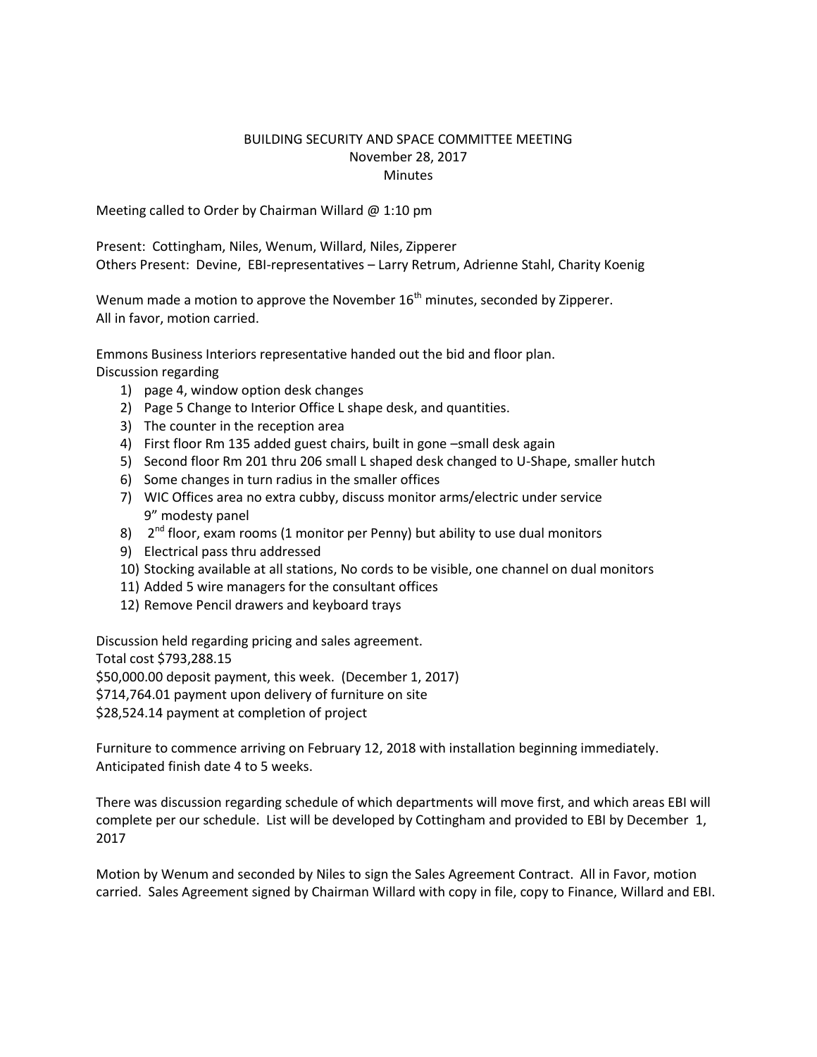BUILDING SECURITY AND SPACE COMMITTEE MEETING
November 28, 2017
Minutes

Meeting called to Order by Chairman Willard @ 1:10 pm

Present: Cottingham, Niles, Wenum, Willard, Niles, Zipperer
Others Present: Devine, EBI-representatives – Larry Retrum, Adrienne Stahl, Charity Koenig

Wenum made a motion to approve the November 16th minutes, seconded by Zipperer.
All in favor, motion carried.

Emmons Business Interiors representative handed out the bid and floor plan.
Discussion regarding

1) page 4, window option desk changes
2) Page 5 Change to Interior Office L shape desk, and quantities.
3) The counter in the reception area
4) First floor Rm 135 added guest chairs, built in gone –small desk again
5) Second floor Rm 201 thru 206 small L shaped desk changed to U-Shape, smaller hutch
6) Some changes in turn radius in the smaller offices
7) WIC Offices area no extra cubby, discuss monitor arms/electric under service 9" modesty panel
8) 2nd floor, exam rooms (1 monitor per Penny) but ability to use dual monitors
9) Electrical pass thru addressed
10) Stocking available at all stations, No cords to be visible, one channel on dual monitors
11) Added 5 wire managers for the consultant offices
12) Remove Pencil drawers and keyboard trays

Discussion held regarding pricing and sales agreement.
Total cost $793,288.15
$50,000.00 deposit payment, this week. (December 1, 2017)
$714,764.01 payment upon delivery of furniture on site
$28,524.14 payment at completion of project

Furniture to commence arriving on February 12, 2018 with installation beginning immediately.
Anticipated finish date 4 to 5 weeks.

There was discussion regarding schedule of which departments will move first, and which areas EBI will complete per our schedule. List will be developed by Cottingham and provided to EBI by December 1, 2017

Motion by Wenum and seconded by Niles to sign the Sales Agreement Contract. All in Favor, motion carried. Sales Agreement signed by Chairman Willard with copy in file, copy to Finance, Willard and EBI.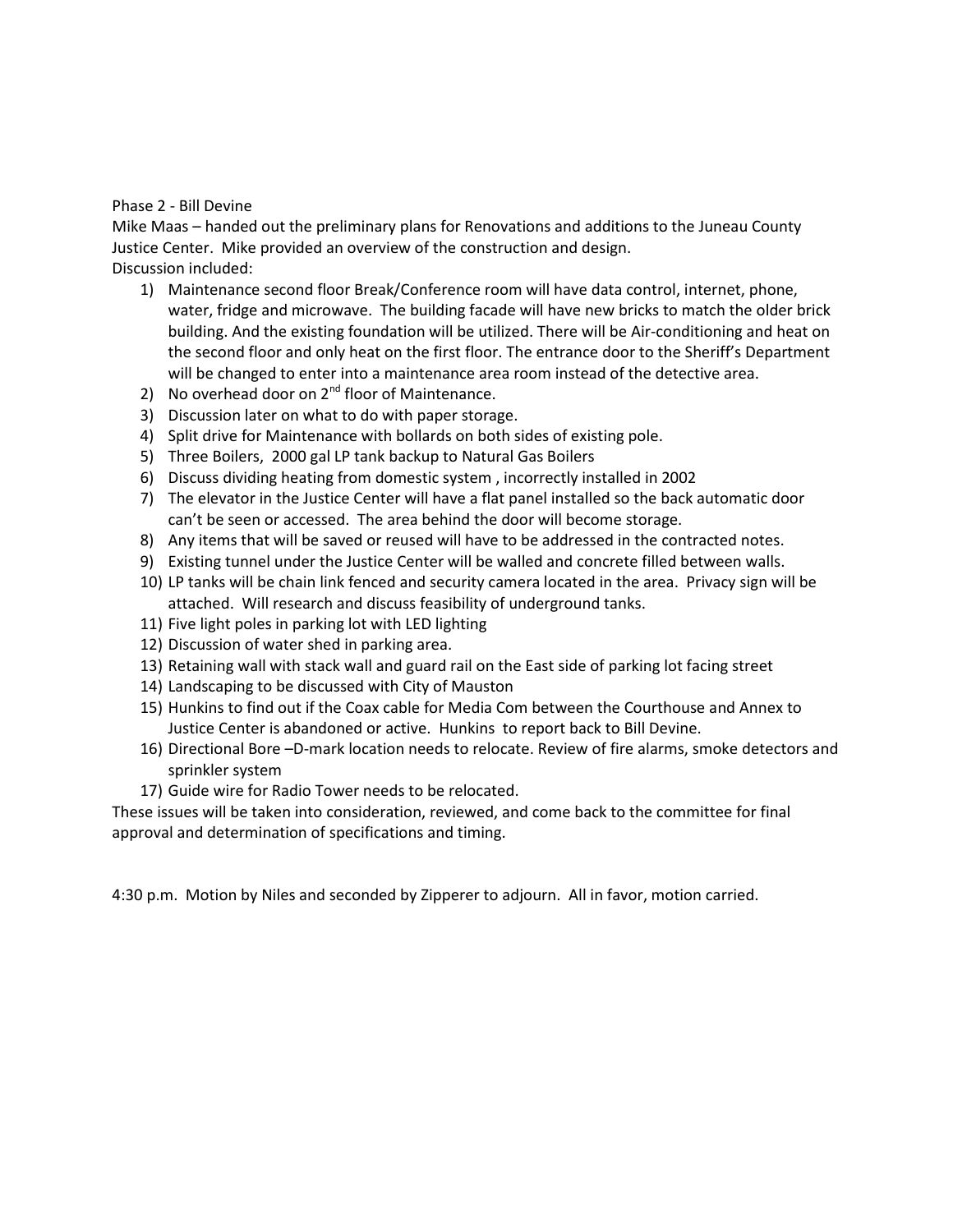Phase 2 - Bill Devine

Mike Maas – handed out the preliminary plans for Renovations and additions to the Juneau County Justice Center. Mike provided an overview of the construction and design.

Discussion included:

1) Maintenance second floor Break/Conference room will have data control, internet, phone, water, fridge and microwave. The building facade will have new bricks to match the older brick building. And the existing foundation will be utilized. There will be Air-conditioning and heat on the second floor and only heat on the first floor. The entrance door to the Sheriff's Department will be changed to enter into a maintenance area room instead of the detective area.
2) No overhead door on 2nd floor of Maintenance.
3) Discussion later on what to do with paper storage.
4) Split drive for Maintenance with bollards on both sides of existing pole.
5) Three Boilers, 2000 gal LP tank backup to Natural Gas Boilers
6) Discuss dividing heating from domestic system , incorrectly installed in 2002
7) The elevator in the Justice Center will have a flat panel installed so the back automatic door can't be seen or accessed. The area behind the door will become storage.
8) Any items that will be saved or reused will have to be addressed in the contracted notes.
9) Existing tunnel under the Justice Center will be walled and concrete filled between walls.
10) LP tanks will be chain link fenced and security camera located in the area. Privacy sign will be attached. Will research and discuss feasibility of underground tanks.
11) Five light poles in parking lot with LED lighting
12) Discussion of water shed in parking area.
13) Retaining wall with stack wall and guard rail on the East side of parking lot facing street
14) Landscaping to be discussed with City of Mauston
15) Hunkins to find out if the Coax cable for Media Com between the Courthouse and Annex to Justice Center is abandoned or active. Hunkins to report back to Bill Devine.
16) Directional Bore –D-mark location needs to relocate. Review of fire alarms, smoke detectors and sprinkler system
17) Guide wire for Radio Tower needs to be relocated.

These issues will be taken into consideration, reviewed, and come back to the committee for final approval and determination of specifications and timing.

4:30 p.m. Motion by Niles and seconded by Zipperer to adjourn. All in favor, motion carried.